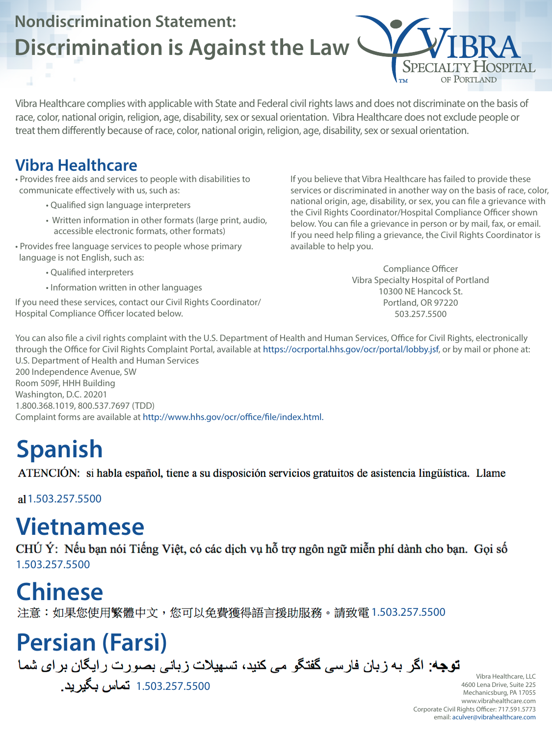## Nondiscrimination Statement:

# Discrimination is Against the Law

VIBRA SPECIALTY HOSPITAL OF PORTLAND

Vibra Healthcare complies with applicable with State and Federal civil rights laws and does not discriminate on the basis of race, color, national origin, religion, age, disability, sex or sexual orientation. Vibra Healthcare does not exclude people or treat them differently because of race, color, national origin, religion, age, disability, sex or sexual orientation.

## Vibra Healthcare

- Provides free aids and services to people with disabilities to communicate effectively with us, such as:
  - Qualified sign language interpreters
  - Written information in other formats (large print, audio, accessible electronic formats, other formats)
- Provides free language services to people whose primary language is not English, such as:
  - Qualified interpreters
  - Information written in other languages

If you need these services, contact our Civil Rights Coordinator/ Hospital Compliance Officer located below.

If you believe that Vibra Healthcare has failed to provide these services or discriminated in another way on the basis of race, color, national origin, age, disability, or sex, you can file a grievance with the Civil Rights Coordinator/Hospital Compliance Officer shown below. You can file a grievance in person or by mail, fax, or email. If you need help filing a grievance, the Civil Rights Coordinator is available to help you.

Compliance Officer
Vibra Specialty Hospital of Portland
10300 NE Hancock St.
Portland, OR 97220
503.257.5500

You can also file a civil rights complaint with the U.S. Department of Health and Human Services, Office for Civil Rights, electronically through the Office for Civil Rights Complaint Portal, available at https://ocrportal.hhs.gov/ocr/portal/lobby.jsf, or by mail or phone at:
U.S. Department of Health and Human Services
200 Independence Avenue, SW
Room 509F, HHH Building
Washington, D.C. 20201
1.800.368.1019, 800.537.7697 (TDD)
Complaint forms are available at http://www.hhs.gov/ocr/office/file/index.html.

# Spanish

ATENCIÓN: si habla español, tiene a su disposición servicios gratuitos de asistencia lingüística. Llame al 1.503.257.5500

# Vietnamese

CHÚ Ý: Nếu bạn nói Tiếng Việt, có các dịch vụ hỗ trợ ngôn ngữ miễn phí dành cho bạn. Gọi số 1.503.257.5500

# Chinese

注意：如果您使用繁體中文，您可以免費獲得語言援助服務。請致電 1.503.257.5500

# Persian (Farsi)

**توجه:** اگر به زبان فارسی گفتگو می کنید، تسهیلات زبانی بصورت رایگان برای شما 1.503.257.5500 تماس بگیرید.

Vibra Healthcare, LLC
4600 Lena Drive, Suite 225
Mechanicsburg, PA 17055
www.vibrahealthcare.com
Corporate Civil Rights Officer: 717.591.5773
email: aculver@vibrahealthcare.com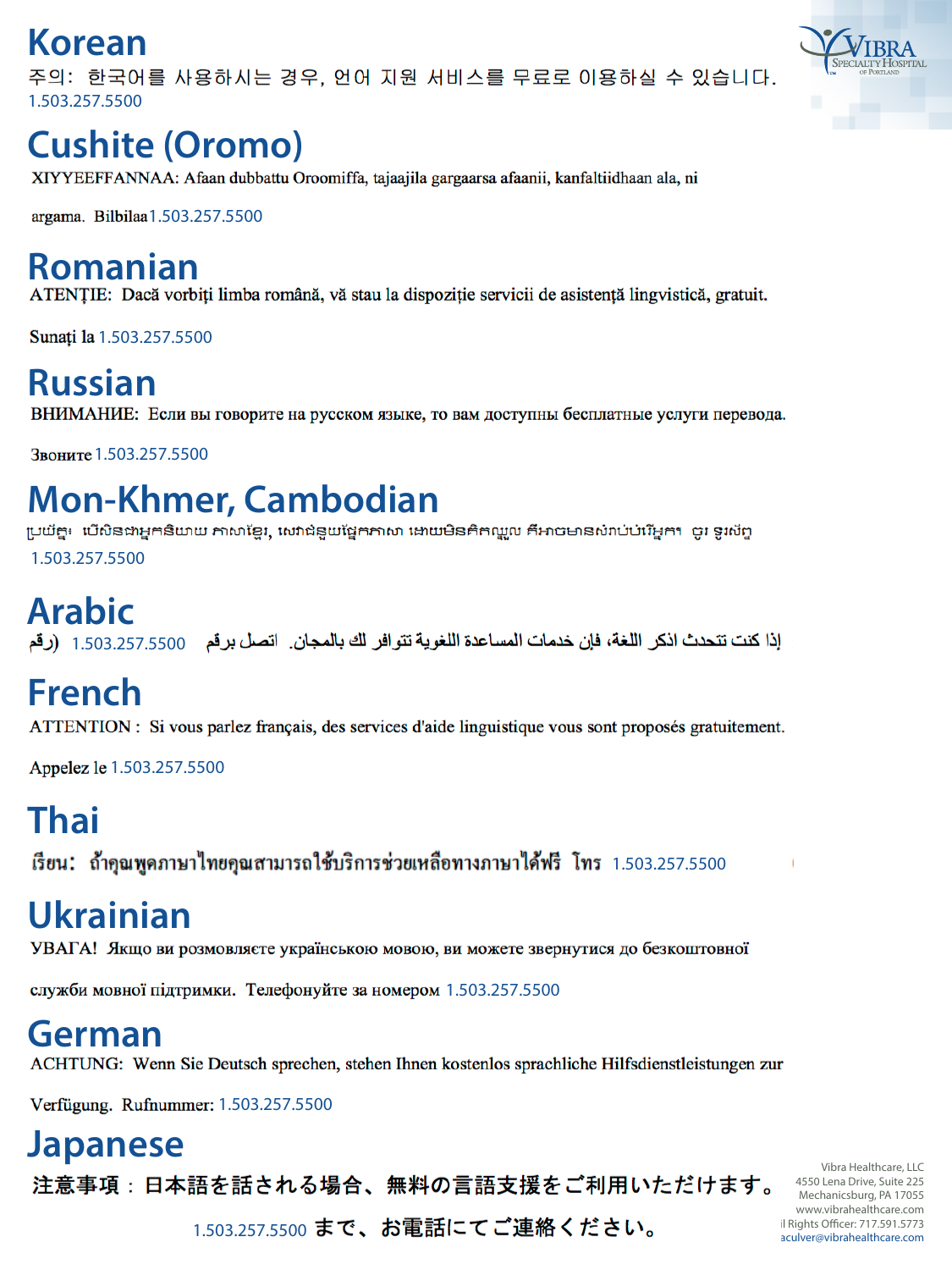## Korean

주의: 한국어를 사용하시는 경우, 언어 지원 서비스를 무료로 이용하실 수 있습니다. 1.503.257.5500

## Cushite (Oromo)

XIYYEEFFANNAA: Afaan dubbattu Oroomiffa, tajaajila gargaarsa afaanii, kanfaltiidhaan ala, ni argama. Bilbilaa 1.503.257.5500

## Romanian

ATENȚIE: Dacă vorbiți limba română, vă stau la dispoziție servicii de asistență lingvistică, gratuit. Sunați la 1.503.257.5500

## Russian

ВНИМАНИЕ: Если вы говорите на русском языке, то вам доступны бесплатные услуги перевода. Звоните 1.503.257.5500

## Mon-Khmer, Cambodian

ប្រយ័ត្ន៖ បើសិនជាអ្នកនិយាយ ភាសាខ្មែរ, សេវាជំនួយផ្នែកភាសា ដោយមិនគិតឈ្នួល គឺអាចមានសំរាប់បំរើអ្នក។ ចូរ ទូរស័ព្ទ 1.503.257.5500

## Arabic

إذا كنت تتحدث اذكر اللغة، فإن خدمات المساعدة اللغوية تتوافر لك بالمجان. اتصل برقم 1.503.257.5500 (رقم

## French

ATTENTION : Si vous parlez français, des services d'aide linguistique vous sont proposés gratuitement. Appelez le 1.503.257.5500

## Thai

เรียน: ถ้าคุณพูดภาษาไทยคุณสามารถใช้บริการช่วยเหลือทางภาษาได้ฟรี โทร 1.503.257.5500

## Ukrainian

УВАГА! Якщо ви розмовляєте українською мовою, ви можете звернутися до безкоштовної служби мовної підтримки. Телефонуйте за номером 1.503.257.5500

## German

ACHTUNG: Wenn Sie Deutsch sprechen, stehen Ihnen kostenlos sprachliche Hilfsdienstleistungen zur Verfügung. Rufnummer: 1.503.257.5500

## Japanese

注意事項：日本語を話される場合、無料の言語支援をご利用いただけます。1.503.257.5500 まで、お電話にてご連絡ください。

Vibra Healthcare, LLC
4550 Lena Drive, Suite 225
Mechanicsburg, PA 17055
www.vibrahealthcare.com
il Rights Officer: 717.591.5773
aculver@vibrahealthcare.com